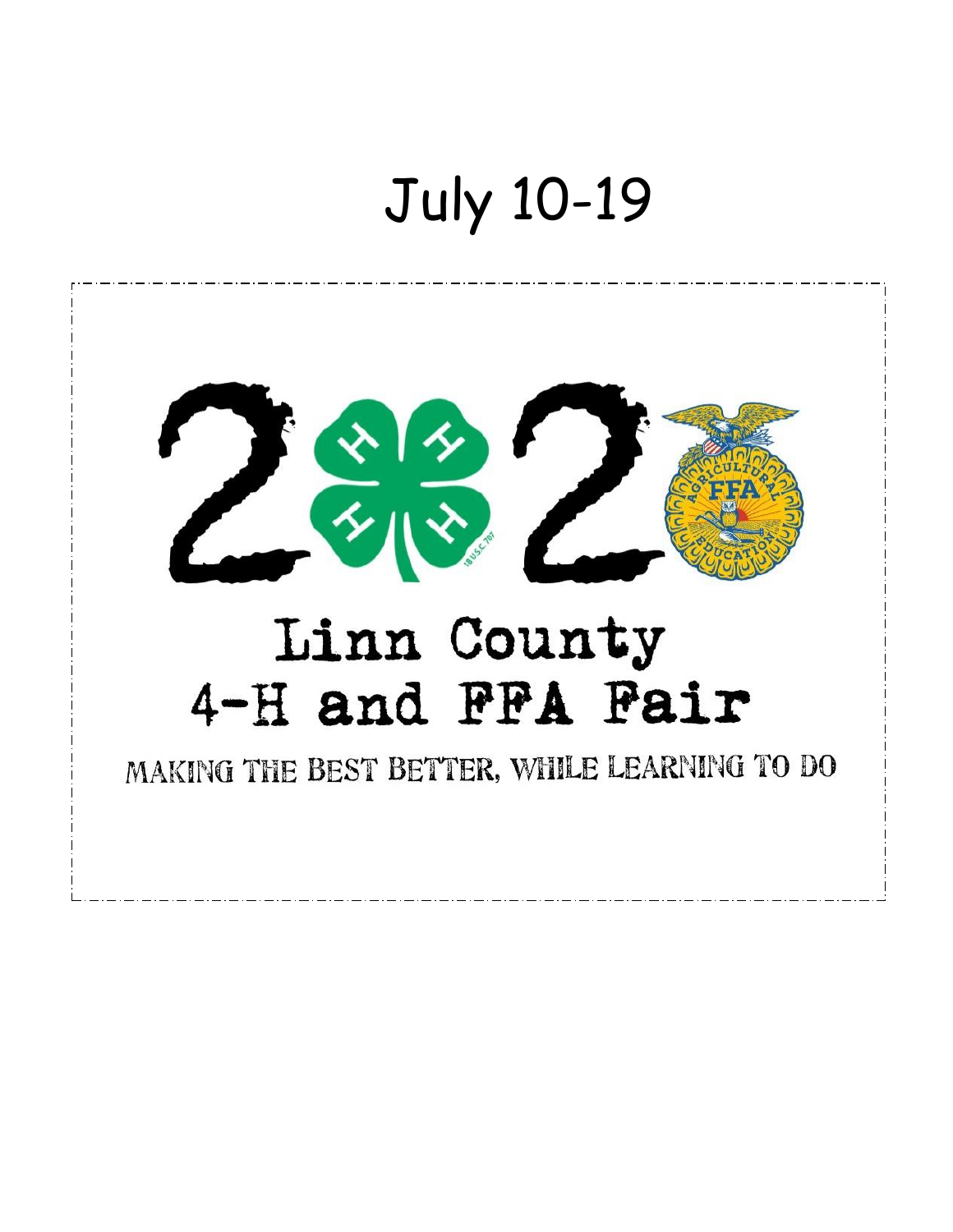# July 10-19

# 2020

## Linn County 4-H and FFA Fair

MAKING THE BEST BETTER, WHILE LEARNING TO DO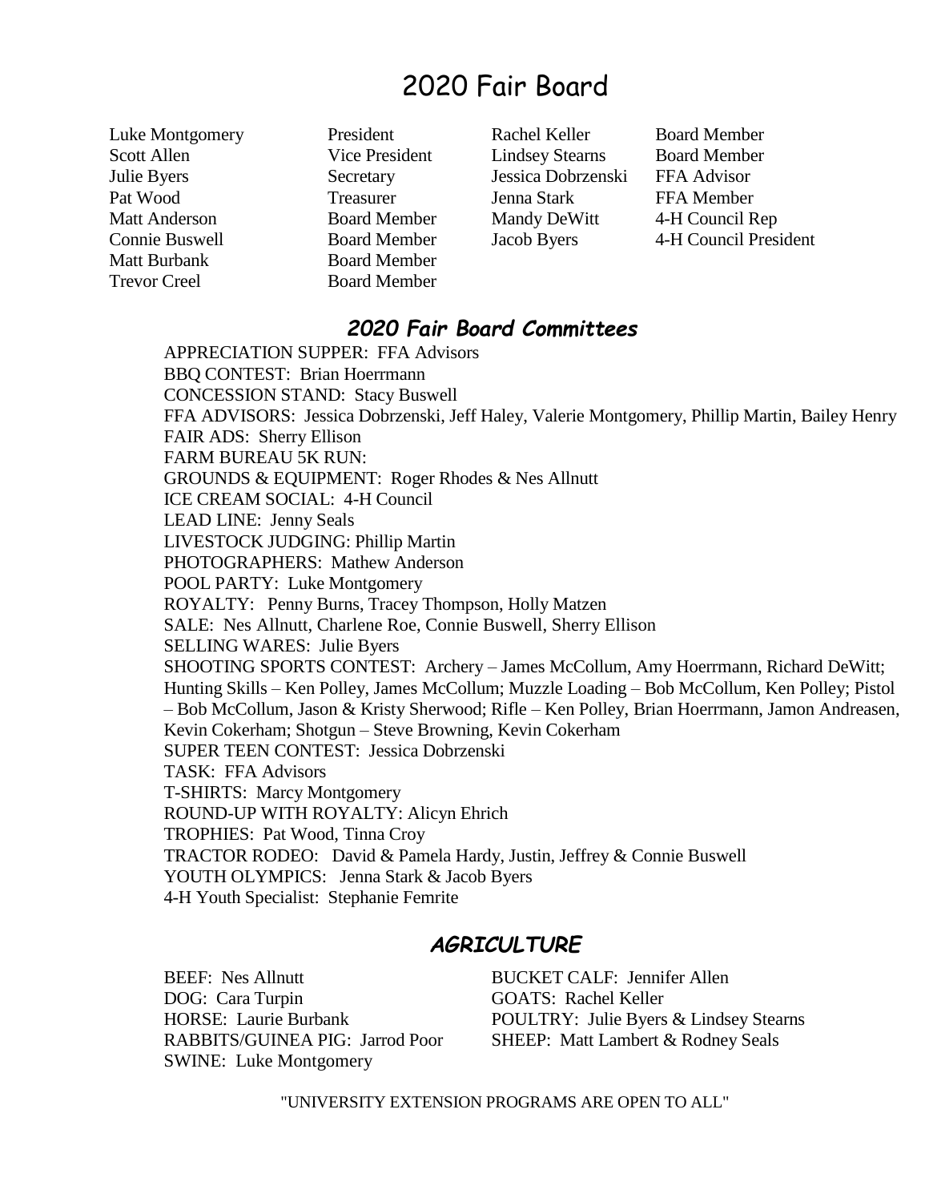# 2020 Fair Board

| Name | Position |
| --- | --- |
| Luke Montgomery | President |
| Scott Allen | Vice President |
| Julie Byers | Secretary |
| Pat Wood | Treasurer |
| Matt Anderson | Board Member |
| Connie Buswell | Board Member |
| Matt Burbank | Board Member |
| Trevor Creel | Board Member |
| Rachel Keller | Board Member |
| Lindsey Stearns | Board Member |
| Jessica Dobrzenski | FFA Advisor |
| Jenna Stark | FFA Member |
| Mandy DeWitt | 4-H Council Rep |
| Jacob Byers | 4-H Council President |

## *2020 Fair Board Committees*

APPRECIATION SUPPER: FFA Advisors
BBQ CONTEST: Brian Hoerrmann
CONCESSION STAND: Stacy Buswell
FFA ADVISORS: Jessica Dobrzenski, Jeff Haley, Valerie Montgomery, Phillip Martin, Bailey Henry
FAIR ADS: Sherry Ellison
FARM BUREAU 5K RUN:
GROUNDS & EQUIPMENT: Roger Rhodes & Nes Allnutt
ICE CREAM SOCIAL: 4-H Council
LEAD LINE: Jenny Seals
LIVESTOCK JUDGING: Phillip Martin
PHOTOGRAPHERS: Mathew Anderson
POOL PARTY: Luke Montgomery
ROYALTY: Penny Burns, Tracey Thompson, Holly Matzen
SALE: Nes Allnutt, Charlene Roe, Connie Buswell, Sherry Ellison
SELLING WARES: Julie Byers
SHOOTING SPORTS CONTEST: Archery – James McCollum, Amy Hoerrmann, Richard DeWitt; Hunting Skills – Ken Polley, James McCollum; Muzzle Loading – Bob McCollum, Ken Polley; Pistol – Bob McCollum, Jason & Kristy Sherwood; Rifle – Ken Polley, Brian Hoerrmann, Jamon Andreasen, Kevin Cokerham; Shotgun – Steve Browning, Kevin Cokerham
SUPER TEEN CONTEST: Jessica Dobrzenski
TASK: FFA Advisors
T-SHIRTS: Marcy Montgomery
ROUND-UP WITH ROYALTY: Alicyn Ehrich
TROPHIES: Pat Wood, Tinna Croy
TRACTOR RODEO: David & Pamela Hardy, Justin, Jeffrey & Connie Buswell
YOUTH OLYMPICS: Jenna Stark & Jacob Byers
4-H Youth Specialist: Stephanie Femrite

## *AGRICULTURE*

BEEF: Nes Allnutt
DOG: Cara Turpin
HORSE: Laurie Burbank
RABBITS/GUINEA PIG: Jarrod Poor
SWINE: Luke Montgomery
BUCKET CALF: Jennifer Allen
GOATS: Rachel Keller
POULTRY: Julie Byers & Lindsey Stearns
SHEEP: Matt Lambert & Rodney Seals

"UNIVERSITY EXTENSION PROGRAMS ARE OPEN TO ALL"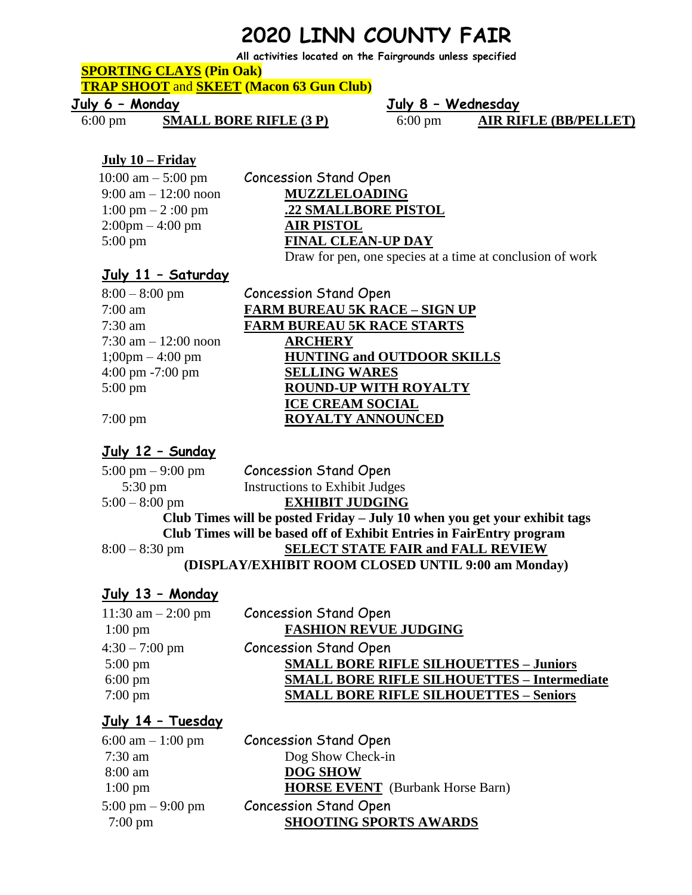# 2020 LINN COUNTY FAIR

**All activities located on the Fairgrounds unless specified**

**SPORTING CLAYS (Pin Oak)**
**TRAP SHOOT and SKEET (Macon 63 Gun Club)**

## July 6 – Monday

6:00 pm **SMALL BORE RIFLE (3 P)**

## July 8 – Wednesday

6:00 pm **AIR RIFLE (BB/PELLET)**

## July 10 – Friday

| | |
|---|---|
| 10:00 am – 5:00 pm | Concession Stand Open |
| 9:00 am – 12:00 noon | **MUZZLELOADING** |
| 1:00 pm – 2 :00 pm | **.22 SMALLBORE PISTOL** |
| 2:00pm – 4:00 pm | **AIR PISTOL** |
| 5:00 pm | **FINAL CLEAN-UP DAY** |
| | Draw for pen, one species at a time at conclusion of work |

## July 11 – Saturday

| | |
|---|---|
| 8:00 – 8:00 pm | Concession Stand Open |
| 7:00 am | **FARM BUREAU 5K RACE – SIGN UP** |
| 7:30 am | **FARM BUREAU 5K RACE STARTS** |
| 7:30 am – 12:00 noon | **ARCHERY** |
| 1;00pm – 4:00 pm | **HUNTING and OUTDOOR SKILLS** |
| 4:00 pm -7:00 pm | **SELLING WARES** |
| 5:00 pm | **ROUND-UP WITH ROYALTY** |
| | **ICE CREAM SOCIAL** |
| 7:00 pm | **ROYALTY ANNOUNCED** |

## July 12 – Sunday

| | |
|---|---|
| 5:00 pm – 9:00 pm | Concession Stand Open |
| 5:30 pm | Instructions to Exhibit Judges |
| 5:00 – 8:00 pm | **EXHIBIT JUDGING** |

**Club Times will be posted Friday – July 10 when you get your exhibit tags**
**Club Times will be based off of Exhibit Entries in FairEntry program**

| | |
|---|---|
| 8:00 – 8:30 pm | **SELECT STATE FAIR and FALL REVIEW** |

**(DISPLAY/EXHIBIT ROOM CLOSED UNTIL 9:00 am Monday)**

## July 13 – Monday

| | |
|---|---|
| 11:30 am – 2:00 pm | Concession Stand Open |
| 1:00 pm | **FASHION REVUE JUDGING** |
| 4:30 – 7:00 pm | Concession Stand Open |
| 5:00 pm | **SMALL BORE RIFLE SILHOUETTES – Juniors** |
| 6:00 pm | **SMALL BORE RIFLE SILHOUETTES – Intermediate** |
| 7:00 pm | **SMALL BORE RIFLE SILHOUETTES – Seniors** |

## July 14 – Tuesday

| | |
|---|---|
| 6:00 am – 1:00 pm | Concession Stand Open |
| 7:30 am | Dog Show Check-in |
| 8:00 am | **DOG SHOW** |
| 1:00 pm | **HORSE EVENT** (Burbank Horse Barn) |
| 5:00 pm – 9:00 pm | Concession Stand Open |
| 7:00 pm | **SHOOTING SPORTS AWARDS** |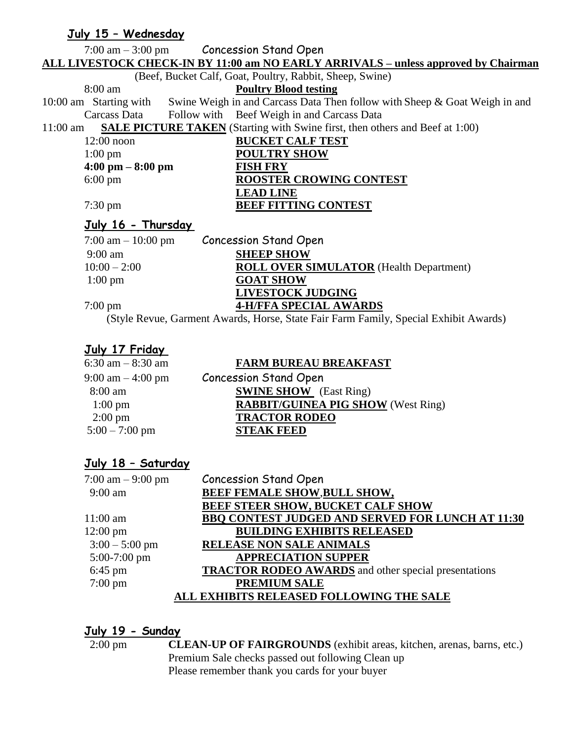## July 15 – Wednesday

7:00 am – 3:00 pm Concession Stand Open

**ALL LIVESTOCK CHECK-IN BY 11:00 am NO EARLY ARRIVALS – unless approved by Chairman**

(Beef, Bucket Calf, Goat, Poultry, Rabbit, Sheep, Swine)

8:00 am **Poultry Blood testing**

10:00 am Starting with Swine Weigh in and Carcass Data Then follow with Sheep & Goat Weigh in and Carcass Data Follow with Beef Weigh in and Carcass Data

11:00 am **SALE PICTURE TAKEN** (Starting with Swine first, then others and Beef at 1:00)

12:00 noon **BUCKET CALF TEST**

1:00 pm **POULTRY SHOW**

**4:00 pm – 8:00 pm** **FISH FRY**

6:00 pm **ROOSTER CROWING CONTEST**

**LEAD LINE**

7:30 pm **BEEF FITTING CONTEST**

## July 16 - Thursday

7:00 am – 10:00 pm Concession Stand Open

9:00 am **SHEEP SHOW**

10:00 – 2:00 **ROLL OVER SIMULATOR** (Health Department)

1:00 pm **GOAT SHOW**

**LIVESTOCK JUDGING**

7:00 pm **4-H/FFA SPECIAL AWARDS**

(Style Revue, Garment Awards, Horse, State Fair Farm Family, Special Exhibit Awards)

## July 17 Friday

6:30 am – 8:30 am **FARM BUREAU BREAKFAST**

9:00 am – 4:00 pm Concession Stand Open

8:00 am **SWINE SHOW** (East Ring)

1:00 pm **RABBIT/GUINEA PIG SHOW** (West Ring)

2:00 pm **TRACTOR RODEO**

5:00 – 7:00 pm **STEAK FEED**

## July 18 – Saturday

7:00 am – 9:00 pm Concession Stand Open

9:00 am **BEEF FEMALE SHOW, BULL SHOW, BEEF STEER SHOW, BUCKET CALF SHOW**

11:00 am **BBQ CONTEST JUDGED AND SERVED FOR LUNCH AT 11:30**

12:00 pm **BUILDING EXHIBITS RELEASED**

3:00 – 5:00 pm **RELEASE NON SALE ANIMALS**

5:00-7:00 pm **APPRECIATION SUPPER**

6:45 pm **TRACTOR RODEO AWARDS** and other special presentations

7:00 pm **PREMIUM SALE**

**ALL EXHIBITS RELEASED FOLLOWING THE SALE**

## July 19 - Sunday

2:00 pm **CLEAN-UP OF FAIRGROUNDS** (exhibit areas, kitchen, arenas, barns, etc.)

Premium Sale checks passed out following Clean up

Please remember thank you cards for your buyer